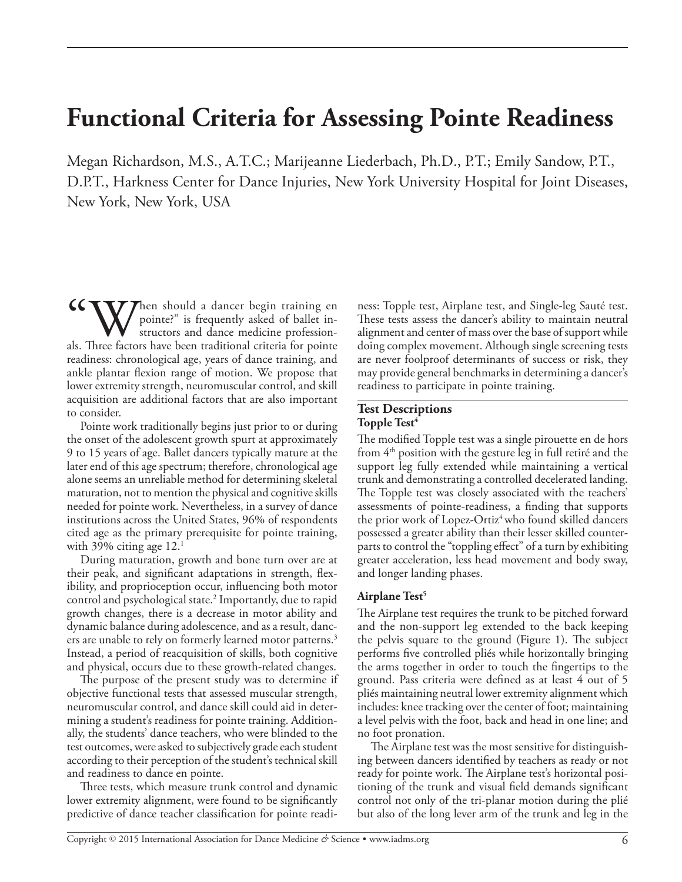# Functional Criteria for Assessing Pointe Readiness

Megan Richardson, M.S., A.T.C.; Marijeanne Liederbach, Ph.D., P.T.; Emily Sandow, P.T., D.P.T., Harkness Center for Dance Injuries, New York University Hospital for Joint Diseases, New York, New York, USA

"When should a dancer begin training en pointe?" is frequently asked of ballet instructors and dance medicine professionals. Three factors have been traditional criteria for pointe readiness: chronological age, years of dance training, and ankle plantar flexion range of motion. We propose that lower extremity strength, neuromuscular control, and skill acquisition are additional factors that are also important to consider.

Pointe work traditionally begins just prior to or during the onset of the adolescent growth spurt at approximately 9 to 15 years of age. Ballet dancers typically mature at the later end of this age spectrum; therefore, chronological age alone seems an unreliable method for determining skeletal maturation, not to mention the physical and cognitive skills needed for pointe work. Nevertheless, in a survey of dance institutions across the United States, 96% of respondents cited age as the primary prerequisite for pointe training, with 39% citing age 12.[1]

During maturation, growth and bone turn over are at their peak, and significant adaptations in strength, flexibility, and proprioception occur, influencing both motor control and psychological state.[2] Importantly, due to rapid growth changes, there is a decrease in motor ability and dynamic balance during adolescence, and as a result, dancers are unable to rely on formerly learned motor patterns.[3] Instead, a period of reacquisition of skills, both cognitive and physical, occurs due to these growth-related changes.

The purpose of the present study was to determine if objective functional tests that assessed muscular strength, neuromuscular control, and dance skill could aid in determining a student's readiness for pointe training. Additionally, the students' dance teachers, who were blinded to the test outcomes, were asked to subjectively grade each student according to their perception of the student's technical skill and readiness to dance en pointe.

Three tests, which measure trunk control and dynamic lower extremity alignment, were found to be significantly predictive of dance teacher classification for pointe readiness: Topple test, Airplane test, and Single-leg Sauté test. These tests assess the dancer's ability to maintain neutral alignment and center of mass over the base of support while doing complex movement. Although single screening tests are never foolproof determinants of success or risk, they may provide general benchmarks in determining a dancer's readiness to participate in pointe training.

## Test Descriptions

### Topple Test[4]

The modified Topple test was a single pirouette en de hors from 4th position with the gesture leg in full retiré and the support leg fully extended while maintaining a vertical trunk and demonstrating a controlled decelerated landing. The Topple test was closely associated with the teachers' assessments of pointe-readiness, a finding that supports the prior work of Lopez-Ortiz[4] who found skilled dancers possessed a greater ability than their lesser skilled counterparts to control the "toppling effect" of a turn by exhibiting greater acceleration, less head movement and body sway, and longer landing phases.

### Airplane Test[5]

The Airplane test requires the trunk to be pitched forward and the non-support leg extended to the back keeping the pelvis square to the ground (Figure 1). The subject performs five controlled pliés while horizontally bringing the arms together in order to touch the fingertips to the ground. Pass criteria were defined as at least 4 out of 5 pliés maintaining neutral lower extremity alignment which includes: knee tracking over the center of foot; maintaining a level pelvis with the foot, back and head in one line; and no foot pronation.

The Airplane test was the most sensitive for distinguishing between dancers identified by teachers as ready or not ready for pointe work. The Airplane test's horizontal positioning of the trunk and visual field demands significant control not only of the tri-planar motion during the plié but also of the long lever arm of the trunk and leg in the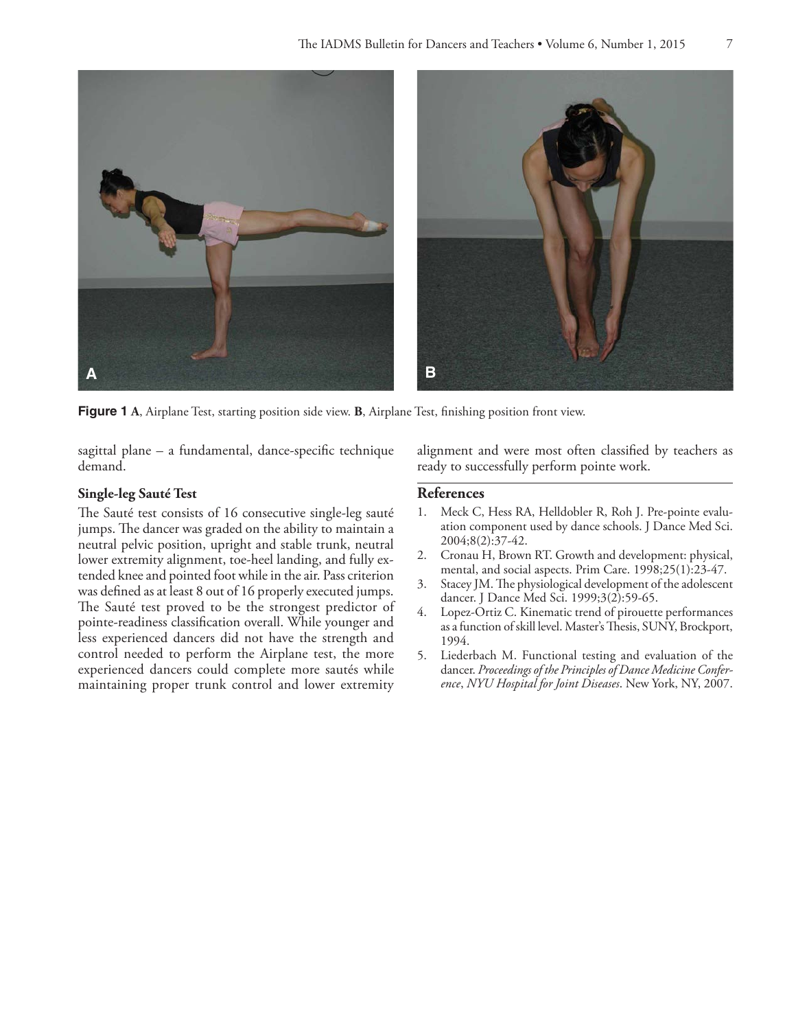**Figure 1** **A**, Airplane Test, starting position side view. **B**, Airplane Test, finishing position front view.

sagittal plane – a fundamental, dance-specific technique demand.

### Single-leg Sauté Test

The Sauté test consists of 16 consecutive single-leg sauté jumps. The dancer was graded on the ability to maintain a neutral pelvic position, upright and stable trunk, neutral lower extremity alignment, toe-heel landing, and fully extended knee and pointed foot while in the air. Pass criterion was defined as at least 8 out of 16 properly executed jumps. The Sauté test proved to be the strongest predictor of pointe-readiness classification overall. While younger and less experienced dancers did not have the strength and control needed to perform the Airplane test, the more experienced dancers could complete more sautés while maintaining proper trunk control and lower extremity alignment and were most often classified by teachers as ready to successfully perform pointe work.

## References

1. Meck C, Hess RA, Helldobler R, Roh J. Pre-pointe evaluation component used by dance schools. J Dance Med Sci. 2004;8(2):37-42.
2. Cronau H, Brown RT. Growth and development: physical, mental, and social aspects. Prim Care. 1998;25(1):23-47.
3. Stacey JM. The physiological development of the adolescent dancer. J Dance Med Sci. 1999;3(2):59-65.
4. Lopez-Ortiz C. Kinematic trend of pirouette performances as a function of skill level. Master's Thesis, SUNY, Brockport, 1994.
5. Liederbach M. Functional testing and evaluation of the dancer. *Proceedings of the Principles of Dance Medicine Conference, NYU Hospital for Joint Diseases*. New York, NY, 2007.